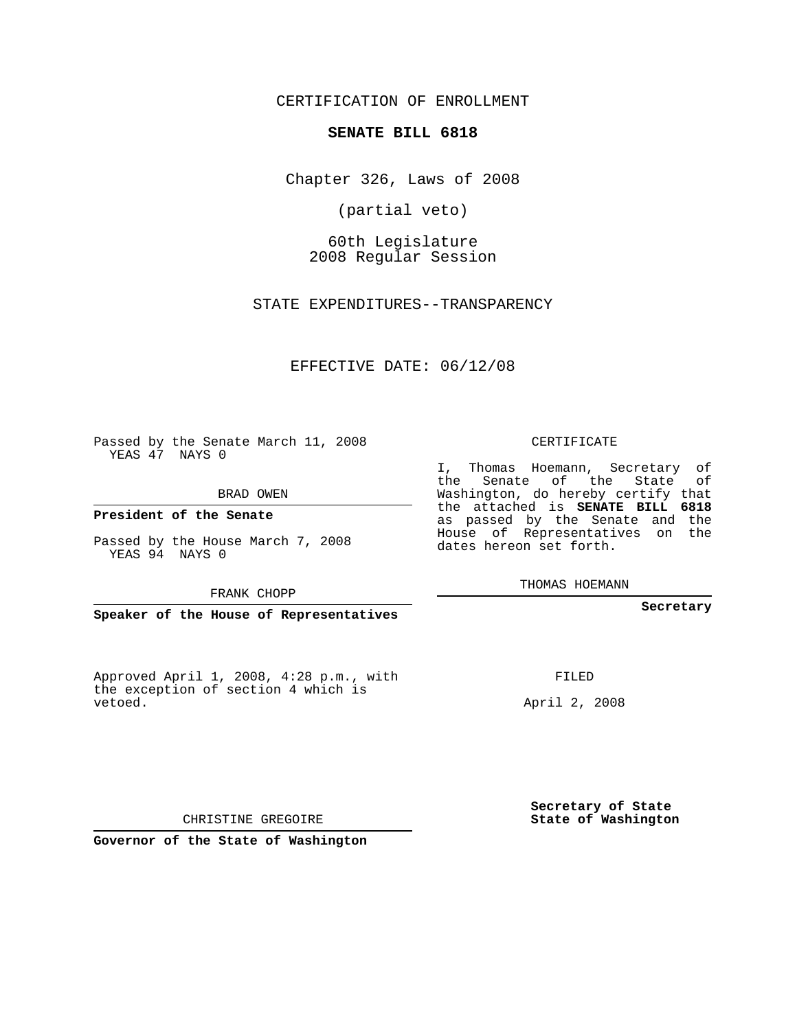CERTIFICATION OF ENROLLMENT

# SENATE BILL 6818

Chapter 326, Laws of 2008

(partial veto)

60th Legislature
2008 Regular Session

STATE EXPENDITURES--TRANSPARENCY

EFFECTIVE DATE: 06/12/08

Passed by the Senate March 11, 2008
YEAS 47 NAYS 0

BRAD OWEN

**President of the Senate**

Passed by the House March 7, 2008
YEAS 94 NAYS 0

FRANK CHOPP

**Speaker of the House of Representatives**

Approved April 1, 2008, 4:28 p.m., with the exception of section 4 which is vetoed.

CHRISTINE GREGOIRE

**Governor of the State of Washington**

CERTIFICATE

I, Thomas Hoemann, Secretary of the Senate of the State of Washington, do hereby certify that the attached is **SENATE BILL 6818** as passed by the Senate and the House of Representatives on the dates hereon set forth.

THOMAS HOEMANN

**Secretary**

FILED

April 2, 2008

**Secretary of State**
**State of Washington**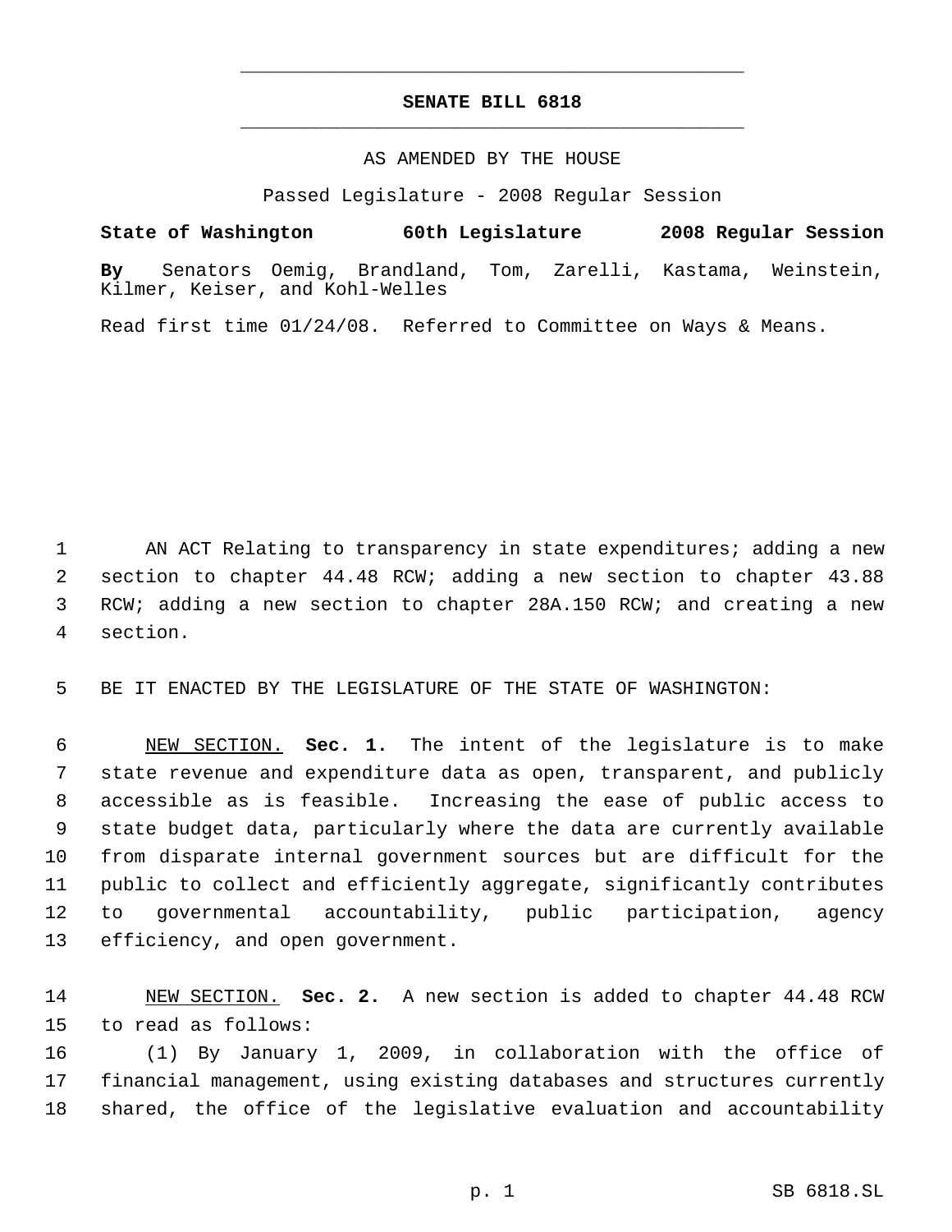**SENATE BILL 6818**

AS AMENDED BY THE HOUSE

Passed Legislature - 2008 Regular Session

**State of Washington 60th Legislature 2008 Regular Session**

**By** Senators Oemig, Brandland, Tom, Zarelli, Kastama, Weinstein, Kilmer, Keiser, and Kohl-Welles

Read first time 01/24/08. Referred to Committee on Ways & Means.

AN ACT Relating to transparency in state expenditures; adding a new section to chapter 44.48 RCW; adding a new section to chapter 43.88 RCW; adding a new section to chapter 28A.150 RCW; and creating a new section.

BE IT ENACTED BY THE LEGISLATURE OF THE STATE OF WASHINGTON:

NEW SECTION. **Sec. 1.** The intent of the legislature is to make state revenue and expenditure data as open, transparent, and publicly accessible as is feasible. Increasing the ease of public access to state budget data, particularly where the data are currently available from disparate internal government sources but are difficult for the public to collect and efficiently aggregate, significantly contributes to governmental accountability, public participation, agency efficiency, and open government.

NEW SECTION. **Sec. 2.** A new section is added to chapter 44.48 RCW to read as follows:

(1) By January 1, 2009, in collaboration with the office of financial management, using existing databases and structures currently shared, the office of the legislative evaluation and accountability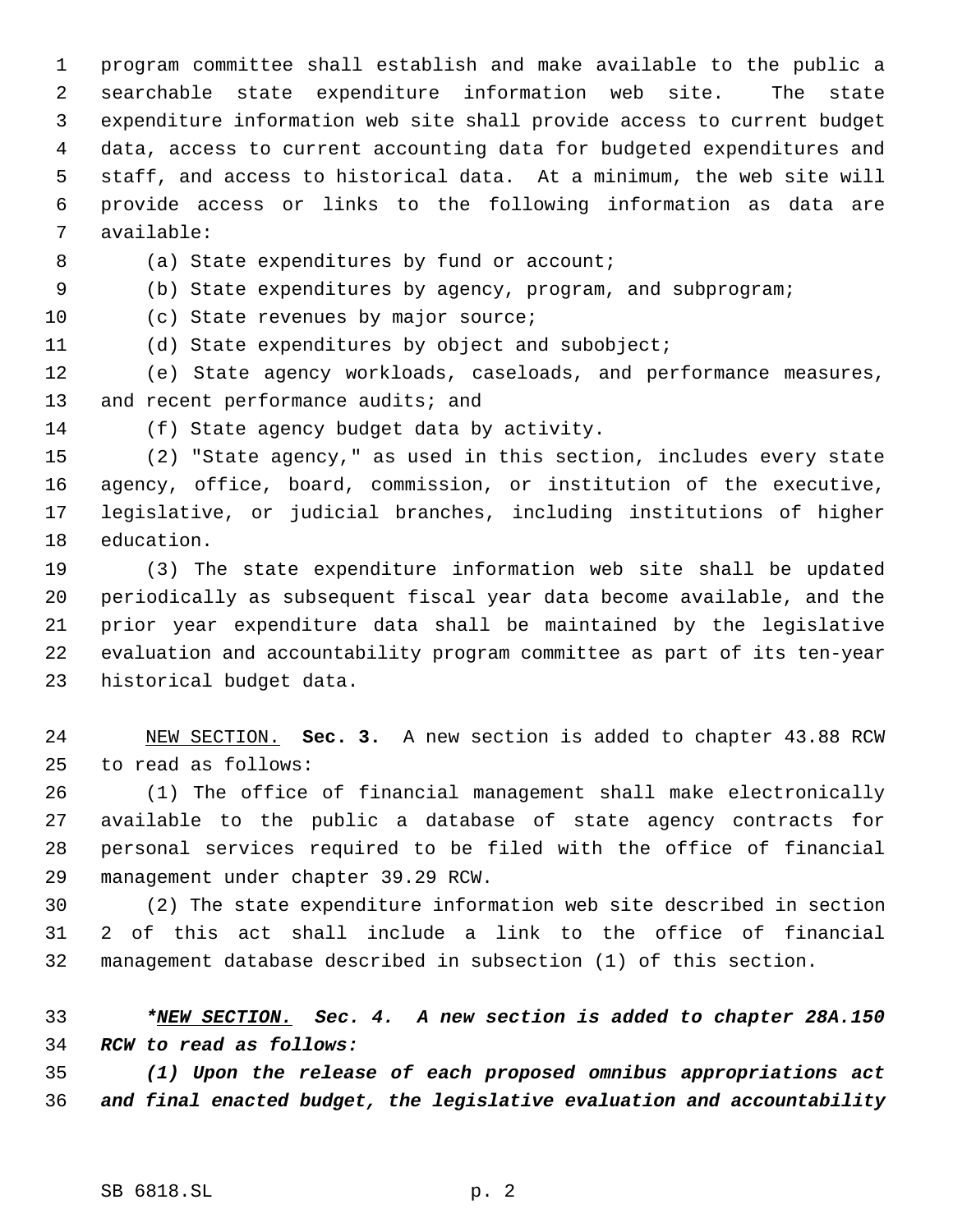program committee shall establish and make available to the public a searchable state expenditure information web site. The state expenditure information web site shall provide access to current budget data, access to current accounting data for budgeted expenditures and staff, and access to historical data. At a minimum, the web site will provide access or links to the following information as data are available:

(a) State expenditures by fund or account;

(b) State expenditures by agency, program, and subprogram;

(c) State revenues by major source;

(d) State expenditures by object and subobject;

(e) State agency workloads, caseloads, and performance measures, and recent performance audits; and

(f) State agency budget data by activity.

(2) "State agency," as used in this section, includes every state agency, office, board, commission, or institution of the executive, legislative, or judicial branches, including institutions of higher education.

(3) The state expenditure information web site shall be updated periodically as subsequent fiscal year data become available, and the prior year expenditure data shall be maintained by the legislative evaluation and accountability program committee as part of its ten-year historical budget data.

NEW SECTION. **Sec. 3.** A new section is added to chapter 43.88 RCW to read as follows:

(1) The office of financial management shall make electronically available to the public a database of state agency contracts for personal services required to be filed with the office of financial management under chapter 39.29 RCW.

(2) The state expenditure information web site described in section 2 of this act shall include a link to the office of financial management database described in subsection (1) of this section.

***\*NEW SECTION. Sec. 4. A new section is added to chapter 28A.150 RCW to read as follows:***

***(1) Upon the release of each proposed omnibus appropriations act and final enacted budget, the legislative evaluation and accountability***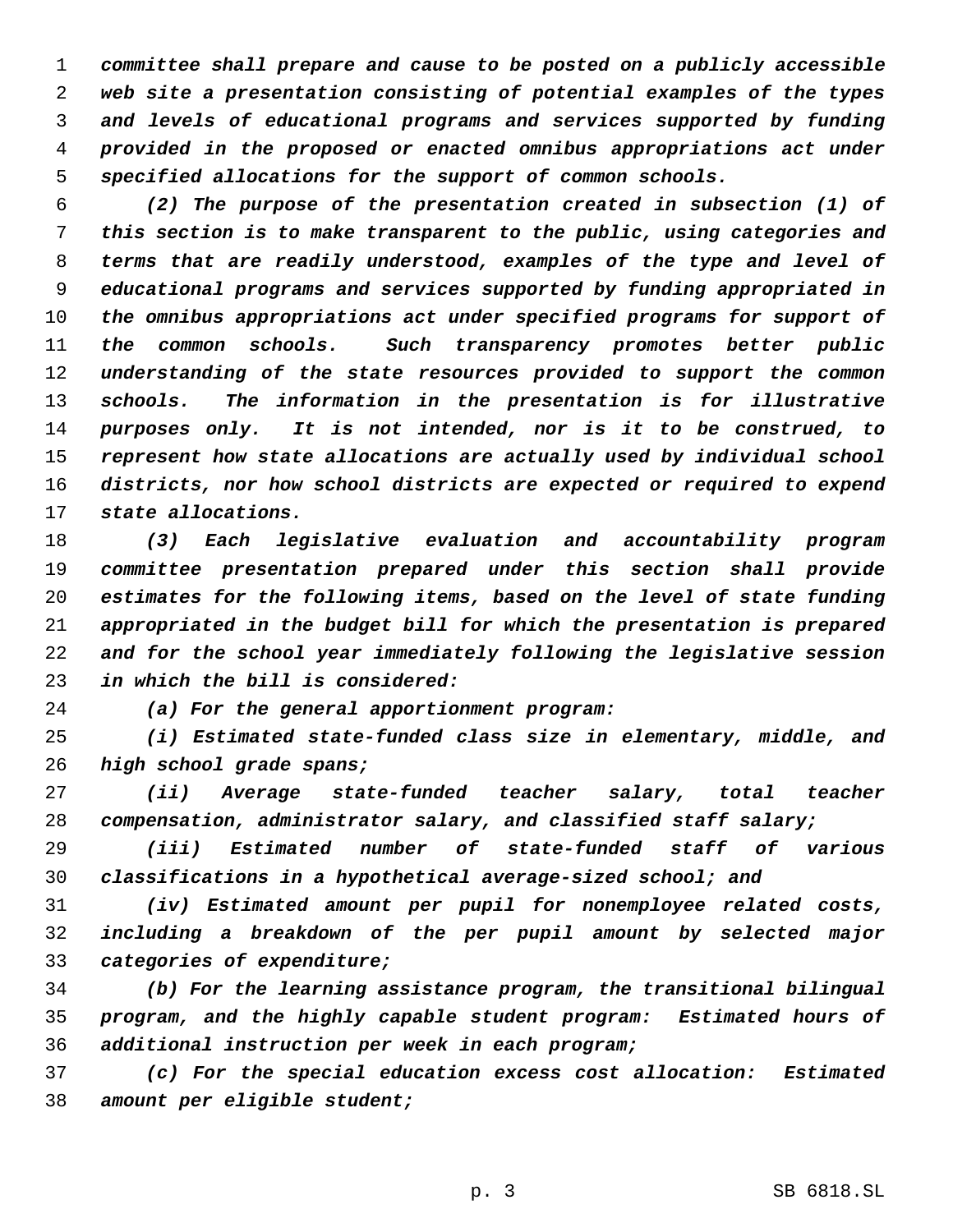*committee shall prepare and cause to be posted on a publicly accessible web site a presentation consisting of potential examples of the types and levels of educational programs and services supported by funding provided in the proposed or enacted omnibus appropriations act under specified allocations for the support of common schools.*

*(2) The purpose of the presentation created in subsection (1) of this section is to make transparent to the public, using categories and terms that are readily understood, examples of the type and level of educational programs and services supported by funding appropriated in the omnibus appropriations act under specified programs for support of the common schools. Such transparency promotes better public understanding of the state resources provided to support the common schools. The information in the presentation is for illustrative purposes only. It is not intended, nor is it to be construed, to represent how state allocations are actually used by individual school districts, nor how school districts are expected or required to expend state allocations.*

*(3) Each legislative evaluation and accountability program committee presentation prepared under this section shall provide estimates for the following items, based on the level of state funding appropriated in the budget bill for which the presentation is prepared and for the school year immediately following the legislative session in which the bill is considered:*

*(a) For the general apportionment program:*

*(i) Estimated state-funded class size in elementary, middle, and high school grade spans;*

*(ii) Average state-funded teacher salary, total teacher compensation, administrator salary, and classified staff salary;*

*(iii) Estimated number of state-funded staff of various classifications in a hypothetical average-sized school; and*

*(iv) Estimated amount per pupil for nonemployee related costs, including a breakdown of the per pupil amount by selected major categories of expenditure;*

*(b) For the learning assistance program, the transitional bilingual program, and the highly capable student program: Estimated hours of additional instruction per week in each program;*

*(c) For the special education excess cost allocation: Estimated amount per eligible student;*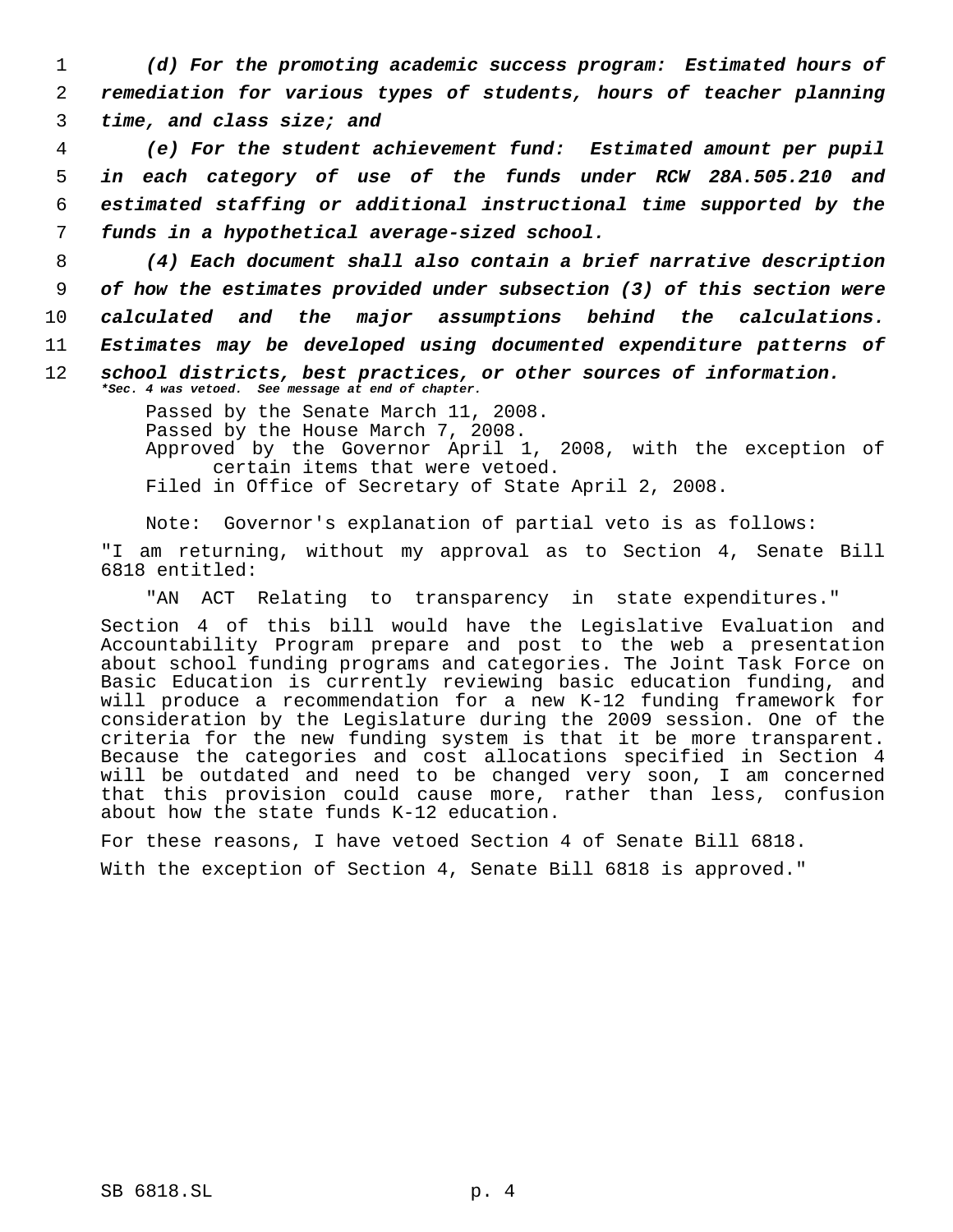*(d) For the promoting academic success program: Estimated hours of remediation for various types of students, hours of teacher planning time, and class size; and*

*(e) For the student achievement fund: Estimated amount per pupil in each category of use of the funds under RCW 28A.505.210 and estimated staffing or additional instructional time supported by the funds in a hypothetical average-sized school.*

*(4) Each document shall also contain a brief narrative description of how the estimates provided under subsection (3) of this section were calculated and the major assumptions behind the calculations. Estimates may be developed using documented expenditure patterns of school districts, best practices, or other sources of information.*

***Sec. 4 was vetoed. See message at end of chapter.**

Passed by the Senate March 11, 2008.
Passed by the House March 7, 2008.
Approved by the Governor April 1, 2008, with the exception of certain items that were vetoed.
Filed in Office of Secretary of State April 2, 2008.

Note: Governor's explanation of partial veto is as follows:

"I am returning, without my approval as to Section 4, Senate Bill 6818 entitled:

"AN ACT Relating to transparency in state expenditures."

Section 4 of this bill would have the Legislative Evaluation and Accountability Program prepare and post to the web a presentation about school funding programs and categories. The Joint Task Force on Basic Education is currently reviewing basic education funding, and will produce a recommendation for a new K-12 funding framework for consideration by the Legislature during the 2009 session. One of the criteria for the new funding system is that it be more transparent. Because the categories and cost allocations specified in Section 4 will be outdated and need to be changed very soon, I am concerned that this provision could cause more, rather than less, confusion about how the state funds K-12 education.

For these reasons, I have vetoed Section 4 of Senate Bill 6818.

With the exception of Section 4, Senate Bill 6818 is approved."